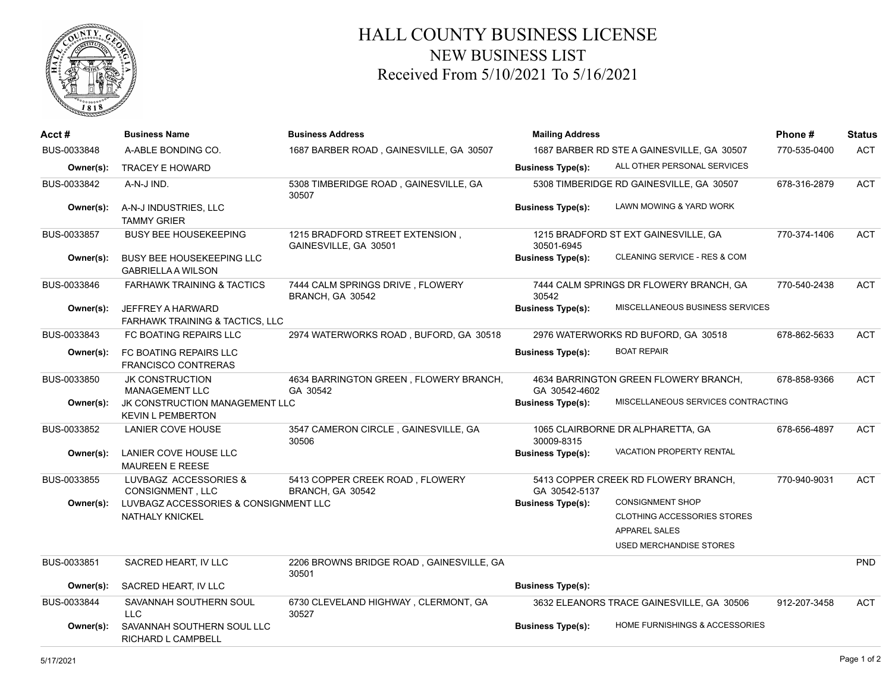# HALL COUNTY BUSINESS LICENSE

## NEW BUSINESS LIST

### Received From 5/10/2021 To 5/16/2021

| Acct # | Business Name | Business Address | Mailing Address | Phone # | Status |
|---|---|---|---|---|---|
| BUS-0033848 | A-ABLE BONDING CO. | 1687 BARBER ROAD , GAINESVILLE, GA 30507 | 1687 BARBER RD STE A GAINESVILLE, GA 30507 | 770-535-0400 | ACT |
| **Owner(s):** | TRACEY E HOWARD | | **Business Type(s):** ALL OTHER PERSONAL SERVICES | | |
| BUS-0033842 | A-N-J IND. | 5308 TIMBERIDGE ROAD , GAINESVILLE, GA 30507 | 5308 TIMBERIDGE RD GAINESVILLE, GA 30507 | 678-316-2879 | ACT |
| **Owner(s):** | A-N-J INDUSTRIES, LLC<br>TAMMY GRIER | | **Business Type(s):** LAWN MOWING & YARD WORK | | |
| BUS-0033857 | BUSY BEE HOUSEKEEPING | 1215 BRADFORD STREET EXTENSION , GAINESVILLE, GA 30501 | 1215 BRADFORD ST EXT GAINESVILLE, GA 30501-6945 | 770-374-1406 | ACT |
| **Owner(s):** | BUSY BEE HOUSEKEEPING LLC<br>GABRIELLA A WILSON | | **Business Type(s):** CLEANING SERVICE - RES & COM | | |
| BUS-0033846 | FARHAWK TRAINING & TACTICS | 7444 CALM SPRINGS DRIVE , FLOWERY BRANCH, GA 30542 | 7444 CALM SPRINGS DR FLOWERY BRANCH, GA 30542 | 770-540-2438 | ACT |
| **Owner(s):** | JEFFREY A HARWARD<br>FARHAWK TRAINING & TACTICS, LLC | | **Business Type(s):** MISCELLANEOUS BUSINESS SERVICES | | |
| BUS-0033843 | FC BOATING REPAIRS LLC | 2974 WATERWORKS ROAD , BUFORD, GA 30518 | 2976 WATERWORKS RD BUFORD, GA 30518 | 678-862-5633 | ACT |
| **Owner(s):** | FC BOATING REPAIRS LLC<br>FRANCISCO CONTRERAS | | **Business Type(s):** BOAT REPAIR | | |
| BUS-0033850 | JK CONSTRUCTION MANAGEMENT LLC | 4634 BARRINGTON GREEN , FLOWERY BRANCH, GA 30542 | 4634 BARRINGTON GREEN FLOWERY BRANCH, GA 30542-4602 | 678-858-9366 | ACT |
| **Owner(s):** | JK CONSTRUCTION MANAGEMENT LLC<br>KEVIN L PEMBERTON | | **Business Type(s):** MISCELLANEOUS SERVICES CONTRACTING | | |
| BUS-0033852 | LANIER COVE HOUSE | 3547 CAMERON CIRCLE , GAINESVILLE, GA 30506 | 1065 CLAIRBORNE DR ALPHARETTA, GA 30009-8315 | 678-656-4897 | ACT |
| **Owner(s):** | LANIER COVE HOUSE LLC<br>MAUREEN E REESE | | **Business Type(s):** VACATION PROPERTY RENTAL | | |
| BUS-0033855 | LUVBAGZ ACCESSORIES & CONSIGNMENT , LLC | 5413 COPPER CREEK ROAD , FLOWERY BRANCH, GA 30542 | 5413 COPPER CREEK RD FLOWERY BRANCH, GA 30542-5137 | 770-940-9031 | ACT |
| **Owner(s):** | LUVBAGZ ACCESSORIES & CONSIGNMENT LLC<br>NATHALY KNICKEL | | **Business Type(s):** CONSIGNMENT SHOP<br>CLOTHING ACCESSORIES STORES<br>APPAREL SALES<br>USED MERCHANDISE STORES | | |
| BUS-0033851 | SACRED HEART, IV LLC | 2206 BROWNS BRIDGE ROAD , GAINESVILLE, GA 30501 | | | PND |
| **Owner(s):** | SACRED HEART, IV LLC | | **Business Type(s):** | | |
| BUS-0033844 | SAVANNAH SOUTHERN SOUL LLC | 6730 CLEVELAND HIGHWAY , CLERMONT, GA 30527 | 3632 ELEANORS TRACE GAINESVILLE, GA 30506 | 912-207-3458 | ACT |
| **Owner(s):** | SAVANNAH SOUTHERN SOUL LLC<br>RICHARD L CAMPBELL | | **Business Type(s):** HOME FURNISHINGS & ACCESSORIES | | |

5/17/2021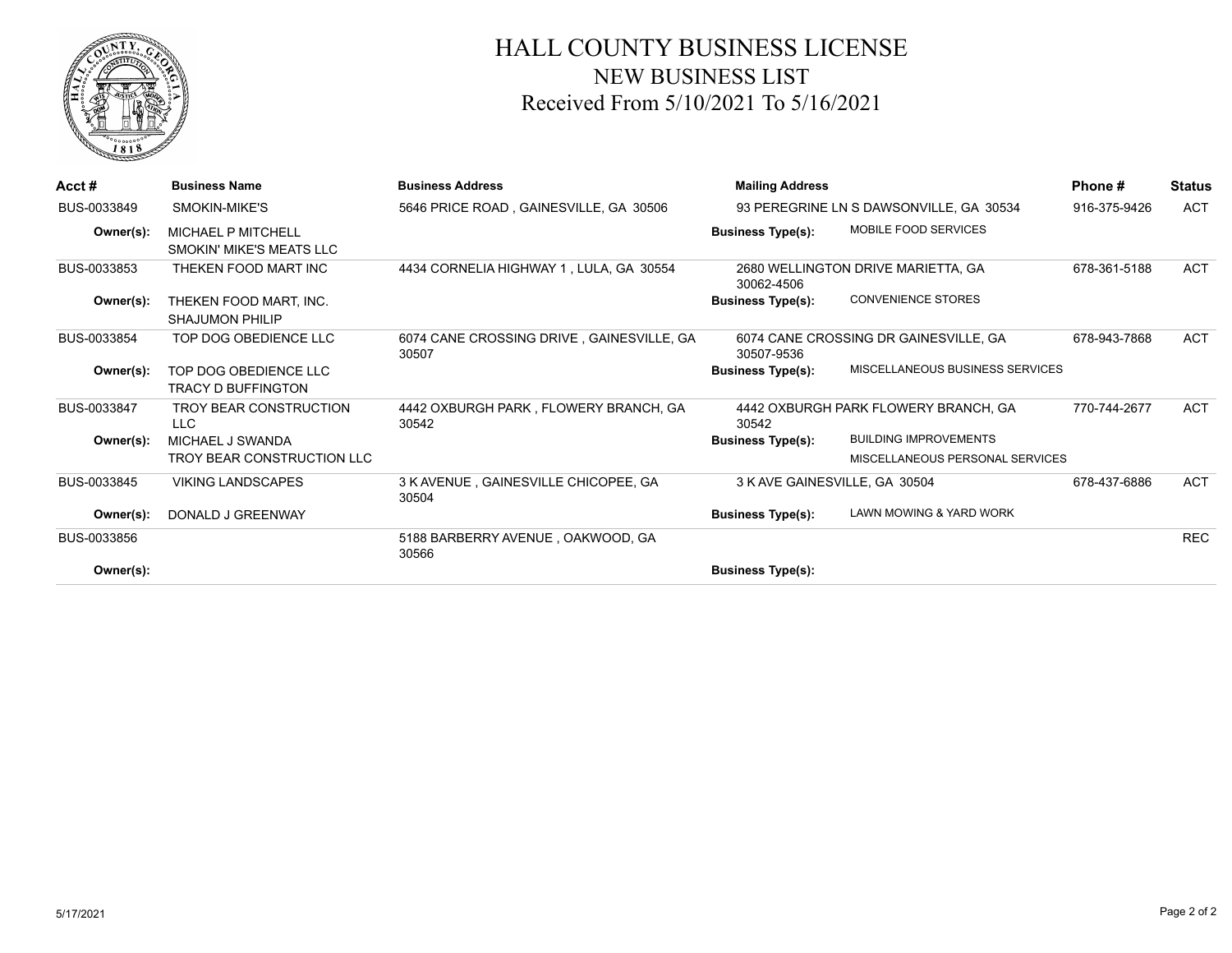# HALL COUNTY BUSINESS LICENSE
## NEW BUSINESS LIST
## Received From 5/10/2021 To 5/16/2021

| Acct # | Business Name | Business Address | Mailing Address | | Phone # | Status |
|---|---|---|---|---|---|---|
| BUS-0033849 | SMOKIN-MIKE'S | 5646 PRICE ROAD , GAINESVILLE, GA 30506 | 93 PEREGRINE LN S DAWSONVILLE, GA 30534 | | 916-375-9426 | ACT |
| Owner(s): | MICHAEL P MITCHELL<br>SMOKIN' MIKE'S MEATS LLC | | Business Type(s): | MOBILE FOOD SERVICES | | |
| BUS-0033853 | THEKEN FOOD MART INC | 4434 CORNELIA HIGHWAY 1 , LULA, GA 30554 | 2680 WELLINGTON DRIVE MARIETTA, GA 30062-4506 | | 678-361-5188 | ACT |
| Owner(s): | THEKEN FOOD MART, INC.<br>SHAJUMON PHILIP | | Business Type(s): | CONVENIENCE STORES | | |
| BUS-0033854 | TOP DOG OBEDIENCE LLC | 6074 CANE CROSSING DRIVE , GAINESVILLE, GA 30507 | 6074 CANE CROSSING DR GAINESVILLE, GA 30507-9536 | | 678-943-7868 | ACT |
| Owner(s): | TOP DOG OBEDIENCE LLC<br>TRACY D BUFFINGTON | | Business Type(s): | MISCELLANEOUS BUSINESS SERVICES | | |
| BUS-0033847 | TROY BEAR CONSTRUCTION LLC | 4442 OXBURGH PARK , FLOWERY BRANCH, GA 30542 | 4442 OXBURGH PARK FLOWERY BRANCH, GA 30542 | | 770-744-2677 | ACT |
| Owner(s): | MICHAEL J SWANDA<br>TROY BEAR CONSTRUCTION LLC | | Business Type(s): | BUILDING IMPROVEMENTS<br>MISCELLANEOUS PERSONAL SERVICES | | |
| BUS-0033845 | VIKING LANDSCAPES | 3 K AVENUE , GAINESVILLE CHICOPEE, GA 30504 | 3 K AVE GAINESVILLE, GA 30504 | | 678-437-6886 | ACT |
| Owner(s): | DONALD J GREENWAY | | Business Type(s): | LAWN MOWING & YARD WORK | | |
| BUS-0033856 | | 5188 BARBERRY AVENUE , OAKWOOD, GA 30566 | | | | REC |
| Owner(s): | | | Business Type(s): | | | |

5/17/2021